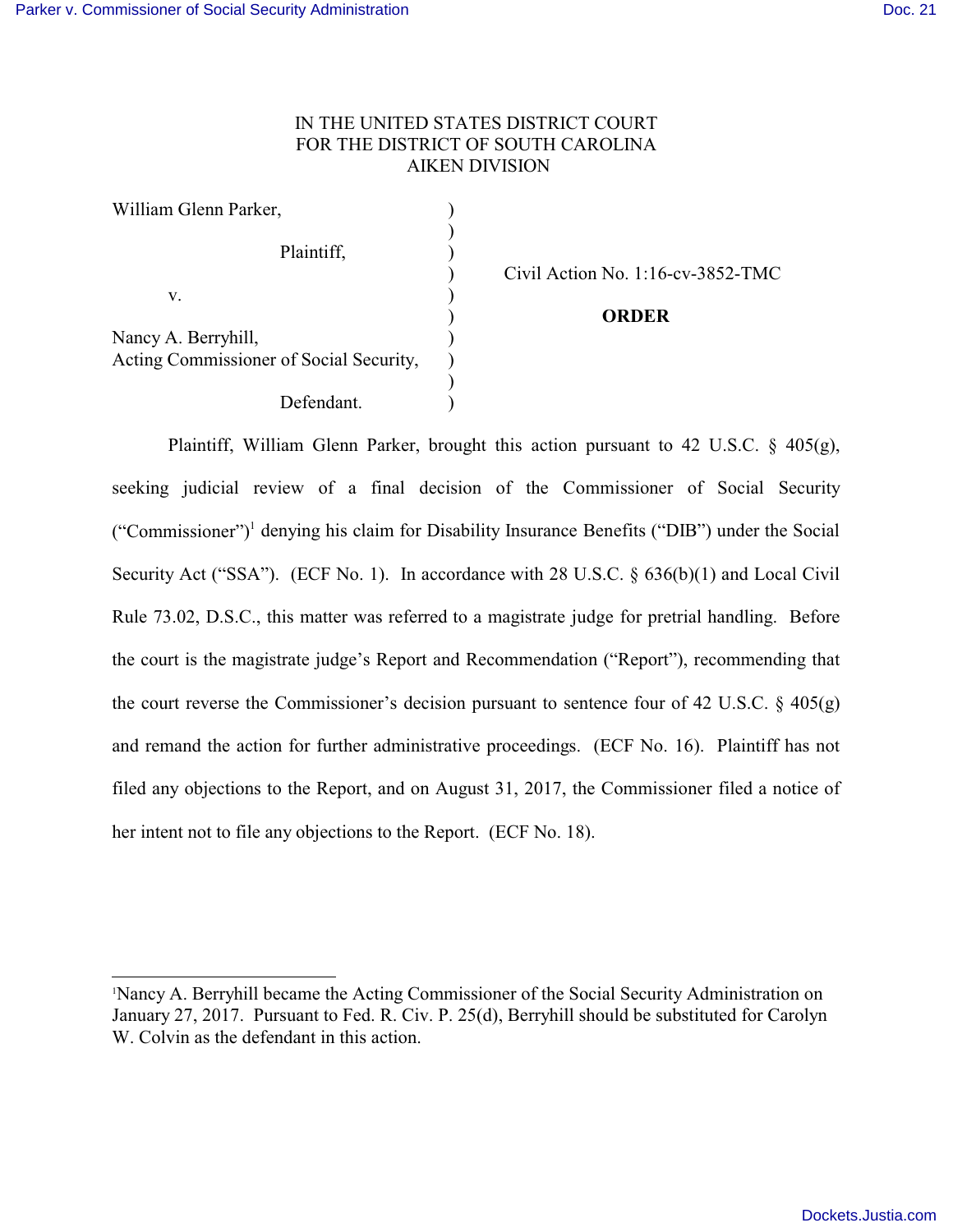IN THE UNITED STATES DISTRICT COURT
FOR THE DISTRICT OF SOUTH CAROLINA
AIKEN DIVISION

| | | |
|---|---|---|
| William Glenn Parker, | ) | |
| | ) | |
| Plaintiff, | ) | |
| | ) | Civil Action No. 1:16-cv-3852-TMC |
| v. | ) | |
| | ) | **ORDER** |
| Nancy A. Berryhill, | ) | |
| Acting Commissioner of Social Security, | ) | |
| | ) | |
| Defendant. | ) | |

Plaintiff, William Glenn Parker, brought this action pursuant to 42 U.S.C. § 405(g), seeking judicial review of a final decision of the Commissioner of Social Security ("Commissioner")[1] denying his claim for Disability Insurance Benefits ("DIB") under the Social Security Act ("SSA"). (ECF No. 1). In accordance with 28 U.S.C. § 636(b)(1) and Local Civil Rule 73.02, D.S.C., this matter was referred to a magistrate judge for pretrial handling. Before the court is the magistrate judge's Report and Recommendation ("Report"), recommending that the court reverse the Commissioner's decision pursuant to sentence four of 42 U.S.C. § 405(g) and remand the action for further administrative proceedings. (ECF No. 16). Plaintiff has not filed any objections to the Report, and on August 31, 2017, the Commissioner filed a notice of her intent not to file any objections to the Report. (ECF No. 18).

---

[1] Nancy A. Berryhill became the Acting Commissioner of the Social Security Administration on January 27, 2017. Pursuant to Fed. R. Civ. P. 25(d), Berryhill should be substituted for Carolyn W. Colvin as the defendant in this action.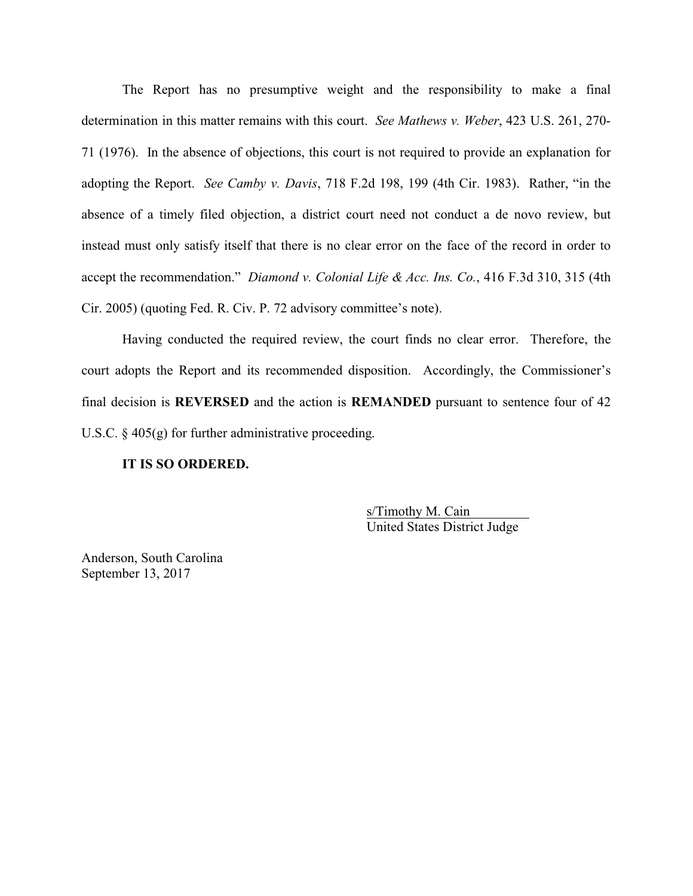The Report has no presumptive weight and the responsibility to make a final determination in this matter remains with this court. *See Mathews v. Weber*, 423 U.S. 261, 270-71 (1976). In the absence of objections, this court is not required to provide an explanation for adopting the Report. *See Camby v. Davis*, 718 F.2d 198, 199 (4th Cir. 1983). Rather, "in the absence of a timely filed objection, a district court need not conduct a de novo review, but instead must only satisfy itself that there is no clear error on the face of the record in order to accept the recommendation." *Diamond v. Colonial Life & Acc. Ins. Co.*, 416 F.3d 310, 315 (4th Cir. 2005) (quoting Fed. R. Civ. P. 72 advisory committee's note).

Having conducted the required review, the court finds no clear error. Therefore, the court adopts the Report and its recommended disposition. Accordingly, the Commissioner's final decision is **REVERSED** and the action is **REMANDED** pursuant to sentence four of 42 U.S.C. § 405(g) for further administrative proceeding.

**IT IS SO ORDERED.**

s/Timothy M. Cain
United States District Judge

Anderson, South Carolina
September 13, 2017